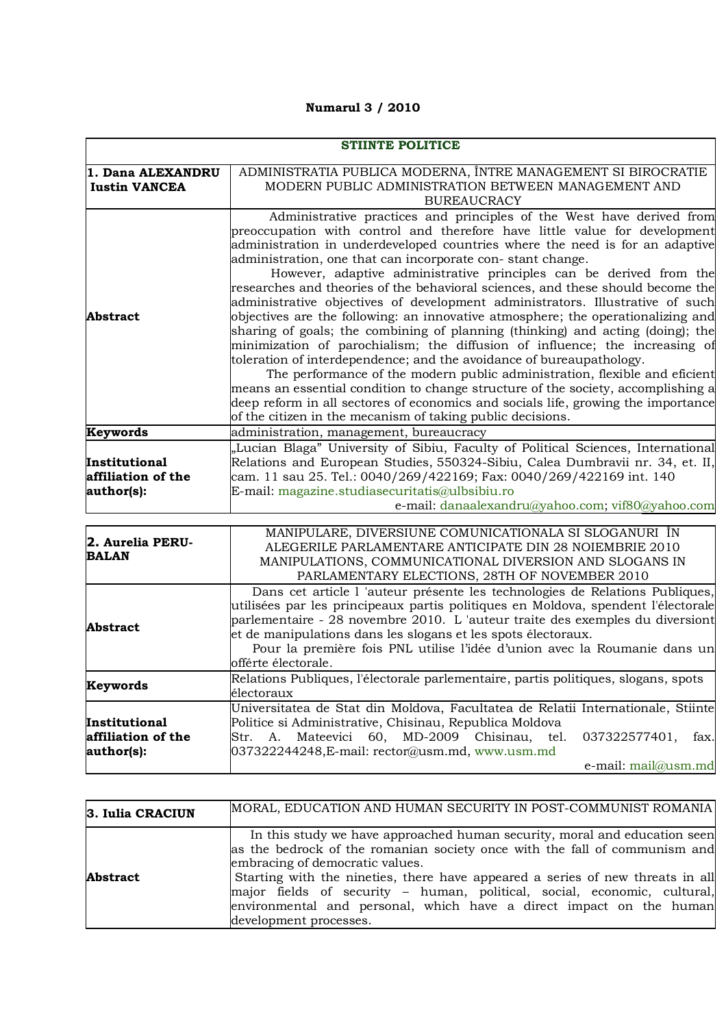**Numarul 3 / 2010**

| STIINTE POLITICE | |
|---|---|
| **1. Dana ALEXANDRU Iustin VANCEA** | ADMINISTRATIA PUBLICA MODERNA, ÎNTRE MANAGEMENT SI BIROCRATIE<br>MODERN PUBLIC ADMINISTRATION BETWEEN MANAGEMENT AND BUREAUCRACY |
| **Abstract** | Administrative practices and principles of the West have derived from preoccupation with control and therefore have little value for development administration in underdeveloped countries where the need is for an adaptive administration, one that can incorporate con- stant change.<br>However, adaptive administrative principles can be derived from the researches and theories of the behavioral sciences, and these should become the administrative objectives of development administrators. Illustrative of such objectives are the following: an innovative atmosphere; the operationalizing and sharing of goals; the combining of planning (thinking) and acting (doing); the minimization of parochialism; the diffusion of influence; the increasing of toleration of interdependence; and the avoidance of bureaupathology.<br>The performance of the modern public administration, flexible and eficient means an essential condition to change structure of the society, accomplishing a deep reform in all sectores of economics and socials life, growing the importance of the citizen in the mecanism of taking public decisions. |
| **Keywords** | administration, management, bureaucracy |
| **Institutional affiliation of the author(s):** | „Lucian Blaga" University of Sibiu, Faculty of Political Sciences, International Relations and European Studies, 550324-Sibiu, Calea Dumbravii nr. 34, et. II, cam. 11 sau 25. Tel.: 0040/269/422169; Fax: 0040/269/422169 int. 140<br>E-mail: magazine.studiasecuritatis@ulbsibiu.ro<br>e-mail: danaalexandru@yahoo.com; vif80@yahoo.com |

| **2. Aurelia PERU-BALAN** | MANIPULARE, DIVERSIUNE COMUNICATIONALA SI SLOGANURI ÎN ALEGERILE PARLAMENTARE ANTICIPATE DIN 28 NOIEMBRIE 2010<br>MANIPULATIONS, COMMUNICATIONAL DIVERSION AND SLOGANS IN PARLAMENTARY ELECTIONS, 28TH OF NOVEMBER 2010 |
|---|---|
| **Abstract** | Dans cet article l 'auteur présente les technologies de Relations Publiques, utilisées par les principeaux partis politiques en Moldova, spendent l'électorale parlemetaire - 28 novembre 2010. L 'auteur traite des exemples du diversiont et de manipulations dans les slogans et les spots électoraux.<br>Pour la première fois PNL utilise l'idée d'union avec la Roumanie dans un offérte électorale. |
| **Keywords** | Relations Publiques, l'électorale parlementaire, partis politiques, slogans, spots électoraux |
| **Institutional affiliation of the author(s):** | Universitatea de Stat din Moldova, Facultatea de Relatii Internationale, Stiinte Politice si Administrative, Chisinau, Republica Moldova<br>Str. A. Mateevici 60, MD-2009 Chisinau, tel. 037322577401, fax. 037322244248,E-mail: rector@usm.md, www.usm.md<br>e-mail: mail@usm.md |

| **3. Iulia CRACIUN** | MORAL, EDUCATION AND HUMAN SECURITY IN POST-COMMUNIST ROMANIA |
|---|---|
| **Abstract** | In this study we have approached human security, moral and education seen as the bedrock of the romanian society once with the fall of communism and embracing of democratic values.<br>Starting with the nineties, there have appeared a series of new threats in all major fields of security – human, political, social, economic, cultural, environmental and personal, which have a direct impact on the human development processes. |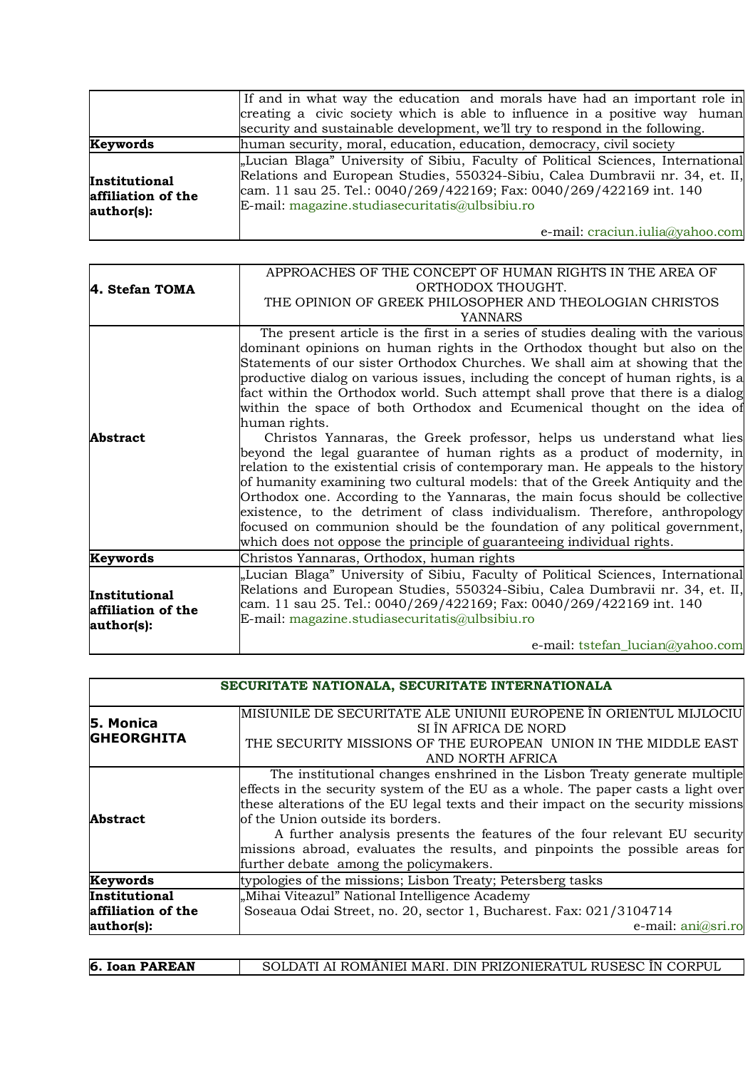| | |
|---|---|
| | If and in what way the education and morals have had an important role in creating a civic society which is able to influence in a positive way human security and sustainable development, we'll try to respond in the following. |
| **Keywords** | human security, moral, education, education, democracy, civil society |
| **Institutional affiliation of the author(s):** | „Lucian Blaga" University of Sibiu, Faculty of Political Sciences, International Relations and European Studies, 550324-Sibiu, Calea Dumbravii nr. 34, et. II, cam. 11 sau 25. Tel.: 0040/269/422169; Fax: 0040/269/422169 int. 140<br>E-mail: magazine.studiasecuritatis@ulbsibiu.ro<br>e-mail: craciun.iulia@yahoo.com |

| | |
|---|---|
| **4. Stefan TOMA** | APPROACHES OF THE CONCEPT OF HUMAN RIGHTS IN THE AREA OF ORTHODOX THOUGHT.<br>THE OPINION OF GREEK PHILOSOPHER AND THEOLOGIAN CHRISTOS YANNARS |
| **Abstract** | The present article is the first in a series of studies dealing with the various dominant opinions on human rights in the Orthodox thought but also on the Statements of our sister Orthodox Churches. We shall aim at showing that the productive dialog on various issues, including the concept of human rights, is a fact within the Orthodox world. Such attempt shall prove that there is a dialog within the space of both Orthodox and Ecumenical thought on the idea of human rights.<br>Christos Yannaras, the Greek professor, helps us understand what lies beyond the legal guarantee of human rights as a product of modernity, in relation to the existential crisis of contemporary man. He appeals to the history of humanity examining two cultural models: that of the Greek Antiquity and the Orthodox one. According to the Yannaras, the main focus should be collective existence, to the detriment of class individualism. Therefore, anthropology focused on communion should be the foundation of any political government, which does not oppose the principle of guaranteeing individual rights. |
| **Keywords** | Christos Yannaras, Orthodox, human rights |
| **Institutional affiliation of the author(s):** | „Lucian Blaga" University of Sibiu, Faculty of Political Sciences, International Relations and European Studies, 550324-Sibiu, Calea Dumbravii nr. 34, et. II, cam. 11 sau 25. Tel.: 0040/269/422169; Fax: 0040/269/422169 int. 140<br>E-mail: magazine.studiasecuritatis@ulbsibiu.ro<br>e-mail: tstefan_lucian@yahoo.com |

| **SECURITATE NATIONALA, SECURITATE INTERNATIONALA** | |
|---|---|
| **5. Monica GHEORGHITA** | MISIUNILE DE SECURITATE ALE UNIUNII EUROPENE ÎN ORIENTUL MIJLOCIU SI ÎN AFRICA DE NORD<br>THE SECURITY MISSIONS OF THE EUROPEAN UNION IN THE MIDDLE EAST AND NORTH AFRICA |
| **Abstract** | The institutional changes enshrined in the Lisbon Treaty generate multiple effects in the security system of the EU as a whole. The paper casts a light over these alterations of the EU legal texts and their impact on the security missions of the Union outside its borders.<br>A further analysis presents the features of the four relevant EU security missions abroad, evaluates the results, and pinpoints the possible areas for further debate among the policymakers. |
| **Keywords** | typologies of the missions; Lisbon Treaty; Petersberg tasks |
| **Institutional affiliation of the author(s):** | „Mihai Viteazul" National Intelligence Academy<br>Soseaua Odai Street, no. 20, sector 1, Bucharest. Fax: 021/3104714<br>e-mail: ani@sri.ro |

| | |
|---|---|
| **6. Ioan PAREAN** | SOLDATI AI ROMÂNIEI MARI. DIN PRIZONIERATUL RUSESC ÎN CORPUL |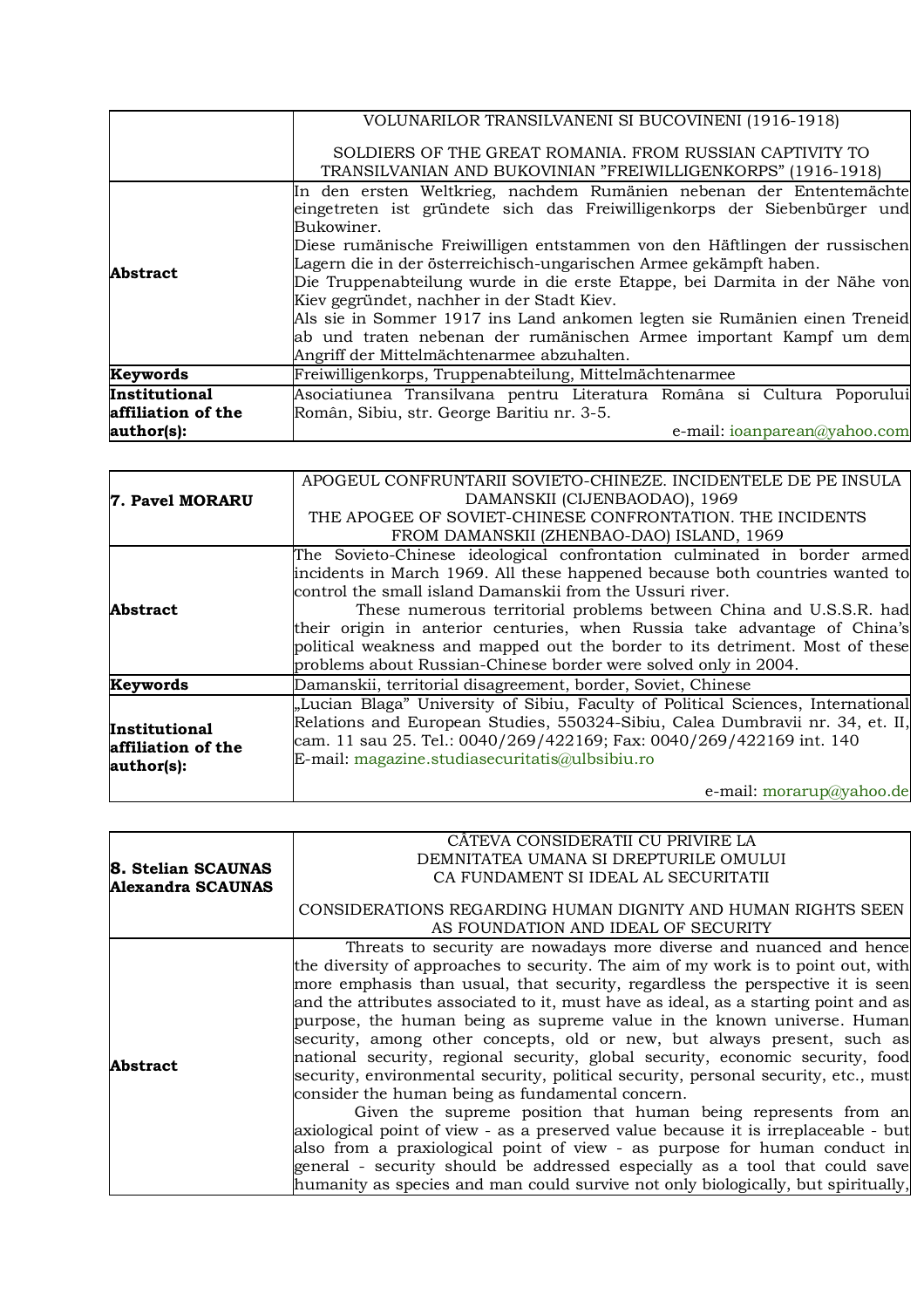| | VOLUNARILOR TRANSILVANENI SI BUCOVINENI (1916-1918)<br><br>SOLDIERS OF THE GREAT ROMANIA. FROM RUSSIAN CAPTIVITY TO TRANSILVANIAN AND BUKOVINIAN ”FREIWILLIGENKORPS” (1916-1918) |
|---|---|
| **Abstract** | In den ersten Weltkrieg, nachdem Rumänien nebenan der Ententemächte eingetreten ist gründete sich das Freiwilligenkorps der Siebenbürger und Bukowiner.<br>Diese rumänische Freiwilligen entstammen von den Häftlingen der russischen Lagern die in der österreichisch-ungarischen Armee gekämpft haben.<br>Die Truppenabteilung wurde in die erste Etappe, bei Darmita in der Nähe von Kiev gegründet, nachher in der Stadt Kiev.<br>Als sie in Sommer 1917 ins Land ankomen legten sie Rumänien einen Treneid ab und traten nebenan der rumänischen Armee important Kampf um dem Angriff der Mittelmächtenarmee abzuhalten. |
| **Keywords** | Freiwilligenkorps, Truppenabteilung, Mittelmächtenarmee |
| **Institutional affiliation of the author(s):** | Asociatiunea Transilvana pentru Literatura Româna si Cultura Poporului Român, Sibiu, str. George Baritiu nr. 3-5.<br>e-mail: ioanparean@yahoo.com |

| **7. Pavel MORARU** | APOGEUL CONFRUNTARII SOVIETO-CHINEZE. INCIDENTELE DE PE INSULA DAMANSKII (CIJENBAODAO), 1969<br>THE APOGEE OF SOVIET-CHINESE CONFRONTATION. THE INCIDENTS FROM DAMANSKII (ZHENBAO-DAO) ISLAND, 1969 |
|---|---|
| **Abstract** | The Sovieto-Chinese ideological confrontation culminated in border armed incidents in March 1969. All these happened because both countries wanted to control the small island Damanskii from the Ussuri river.<br>These numerous territorial problems between China and U.S.S.R. had their origin in anterior centuries, when Russia take advantage of China's political weakness and mapped out the border to its detriment. Most of these problems about Russian-Chinese border were solved only in 2004. |
| **Keywords** | Damanskii, territorial disagreement, border, Soviet, Chinese |
| **Institutional affiliation of the author(s):** | „Lucian Blaga" University of Sibiu, Faculty of Political Sciences, International Relations and European Studies, 550324-Sibiu, Calea Dumbravii nr. 34, et. II, cam. 11 sau 25. Tel.: 0040/269/422169; Fax: 0040/269/422169 int. 140<br>E-mail: magazine.studiasecuritatis@ulbsibiu.ro<br><br>e-mail: morarup@yahoo.de |

| **8. Stelian SCAUNAS**<br>**Alexandra SCAUNAS** | CÂTEVA CONSIDERATII CU PRIVIRE LA DEMNITATEA UMANA SI DREPTURILE OMULUI CA FUNDAMENT SI IDEAL AL SECURITATII<br><br>CONSIDERATIONS REGARDING HUMAN DIGNITY AND HUMAN RIGHTS SEEN AS FOUNDATION AND IDEAL OF SECURITY |
|---|---|
| **Abstract** | Threats to security are nowadays more diverse and nuanced and hence the diversity of approaches to security. The aim of my work is to point out, with more emphasis than usual, that security, regardless the perspective it is seen and the attributes associated to it, must have as ideal, as a starting point and as purpose, the human being as supreme value in the known universe. Human security, among other concepts, old or new, but always present, such as national security, regional security, global security, economic security, food security, environmental security, political security, personal security, etc., must consider the human being as fundamental concern.<br>Given the supreme position that human being represents from an axiological point of view - as a preserved value because it is irreplaceable - but also from a praxiological point of view - as purpose for human conduct in general - security should be addressed especially as a tool that could save humanity as species and man could survive not only biologically, but spiritually, |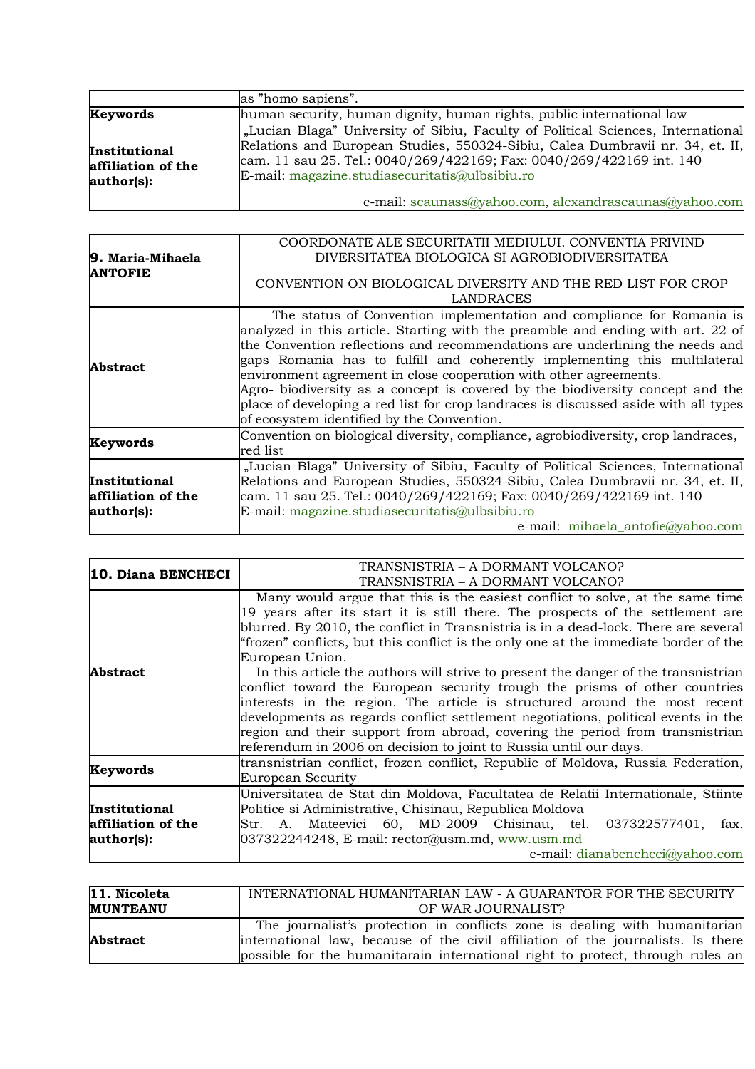| | as ”homo sapiens”. |
|---|---|
| **Keywords** | human security, human dignity, human rights, public international law |
| **Institutional affiliation of the author(s):** | „Lucian Blaga” University of Sibiu, Faculty of Political Sciences, International Relations and European Studies, 550324-Sibiu, Calea Dumbravii nr. 34, et. II, cam. 11 sau 25. Tel.: 0040/269/422169; Fax: 0040/269/422169 int. 140 E-mail: magazine.studiasecuritatis@ulbsibiu.ro e-mail: scaunass@yahoo.com, alexandrascaunas@yahoo.com |

| **9. Maria-Mihaela ANTOFIE** | COORDONATE ALE SECURITATII MEDIULUI. CONVENTIA PRIVIND DIVERSITATEA BIOLOGICA SI AGROBIODIVERSITATEA<br><br>CONVENTION ON BIOLOGICAL DIVERSITY AND THE RED LIST FOR CROP LANDRACES |
|---|---|
| **Abstract** | The status of Convention implementation and compliance for Romania is analyzed in this article. Starting with the preamble and ending with art. 22 of the Convention reflections and recommendations are underlining the needs and gaps Romania has to fulfill and coherently implementing this multilateral environment agreement in close cooperation with other agreements.<br>Agro- biodiversity as a concept is covered by the biodiversity concept and the place of developing a red list for crop landraces is discussed aside with all types of ecosystem identified by the Convention. |
| **Keywords** | Convention on biological diversity, compliance, agrobiodiversity, crop landraces, red list |
| **Institutional affiliation of the author(s):** | „Lucian Blaga” University of Sibiu, Faculty of Political Sciences, International Relations and European Studies, 550324-Sibiu, Calea Dumbravii nr. 34, et. II, cam. 11 sau 25. Tel.: 0040/269/422169; Fax: 0040/269/422169 int. 140 E-mail: magazine.studiasecuritatis@ulbsibiu.ro e-mail: mihaela_antofie@yahoo.com |

| **10. Diana BENCHECI** | TRANSNISTRIA – A DORMANT VOLCANO?<br>TRANSNISTRIA – A DORMANT VOLCANO? |
|---|---|
| **Abstract** | Many would argue that this is the easiest conflict to solve, at the same time 19 years after its start it is still there. The prospects of the settlement are blurred. By 2010, the conflict in Transnistria is in a dead-lock. There are several “frozen” conflicts, but this conflict is the only one at the immediate border of the European Union.<br>In this article the authors will strive to present the danger of the transnistrian conflict toward the European security trough the prisms of other countries interests in the region. The article is structured around the most recent developments as regards conflict settlement negotiations, political events in the region and their support from abroad, covering the period from transnistrian referendum in 2006 on decision to joint to Russia until our days. |
| **Keywords** | transnistrian conflict, frozen conflict, Republic of Moldova, Russia Federation, European Security |
| **Institutional affiliation of the author(s):** | Universitatea de Stat din Moldova, Facultatea de Relatii Internationale, Stiinte Politice si Administrative, Chisinau, Republica Moldova Str. A. Mateevici 60, MD-2009 Chisinau, tel. 037322577401, fax. 037322244248, E-mail: rector@usm.md, www.usm.md e-mail: dianabencheci@yahoo.com |

| **11. Nicoleta MUNTEANU** | INTERNATIONAL HUMANITARIAN LAW - A GUARANTOR FOR THE SECURITY OF WAR JOURNALIST? |
|---|---|
| **Abstract** | The journalist’s protection in conflicts zone is dealing with humanitarian international law, because of the civil affiliation of the journalists. Is there possible for the humanitarain international right to protect, through rules an |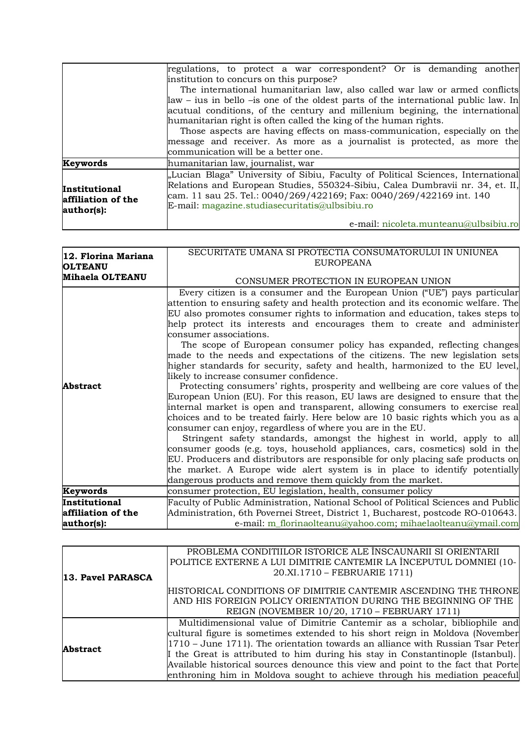| | |
|---|---|
| | regulations, to protect a war correspondent? Or is demanding another institution to concurs on this purpose?<br>The international humanitarian law, also called war law or armed conflicts law – ius in bello –is one of the oldest parts of the international public law. In acutual conditions, of the century and millenium begining, the international humanitarian right is often called the king of the human rights.<br>Those aspects are having effects on mass-communication, especially on the message and receiver. As more as a journalist is protected, as more the communication will be a better one. |
| **Keywords** | humanitarian law, journalist, war |
| **Institutional affiliation of the author(s):** | „Lucian Blaga" University of Sibiu, Faculty of Political Sciences, International Relations and European Studies, 550324-Sibiu, Calea Dumbravii nr. 34, et. II, cam. 11 sau 25. Tel.: 0040/269/422169; Fax: 0040/269/422169 int. 140<br>E-mail: magazine.studiasecuritatis@ulbsibiu.ro<br>e-mail: nicoleta.munteanu@ulbsibiu.ro |

| **12. Florina Mariana OLTEANU**<br>**Mihaela OLTEANU** | SECURITATE UMANA SI PROTECTIA CONSUMATORULUI IN UNIUNEA EUROPEANA<br><br>CONSUMER PROTECTION IN EUROPEAN UNION |
|---|---|
| **Abstract** | Every citizen is a consumer and the European Union ("UE") pays particular attention to ensuring safety and health protection and its economic welfare. The EU also promotes consumer rights to information and education, takes steps to help protect its interests and encourages them to create and administer consumer associations.<br>The scope of European consumer policy has expanded, reflecting changes made to the needs and expectations of the citizens. The new legislation sets higher standards for security, safety and health, harmonized to the EU level, likely to increase consumer confidence.<br>Protecting consumers' rights, prosperity and wellbeing are core values of the European Union (EU). For this reason, EU laws are designed to ensure that the internal market is open and transparent, allowing consumers to exercise real choices and to be treated fairly. Here below are 10 basic rights which you as a consumer can enjoy, regardless of where you are in the EU.<br>Stringent safety standards, amongst the highest in world, apply to all consumer goods (e.g. toys, household appliances, cars, cosmetics) sold in the EU. Producers and distributors are responsible for only placing safe products on the market. A Europe wide alert system is in place to identify potentially dangerous products and remove them quickly from the market. |
| **Keywords** | consumer protection, EU legislation, health, consumer policy |
| **Institutional affiliation of the author(s):** | Faculty of Public Administration, National School of Political Sciences and Public Administration, 6th Povernei Street, District 1, Bucharest, postcode RO-010643.<br>e-mail: m_florinaolteanu@yahoo.com; mihaelaolteanu@ymail.com |

| **13. Pavel PARASCA** | PROBLEMA CONDITIILOR ISTORICE ALE ÎNSCAUNARII SI ORIENTARII POLITICE EXTERNE A LUI DIMITRIE CANTEMIR LA ÎNCEPUTUL DOMNIEI (10-20.XI.1710 – FEBRUARIE 1711)<br><br>HISTORICAL CONDITIONS OF DIMITRIE CANTEMIR ASCENDING THE THRONE AND HIS FOREIGN POLICY ORIENTATION DURING THE BEGINNING OF THE REIGN (NOVEMBER 10/20, 1710 – FEBRUARY 1711) |
|---|---|
| **Abstract** | Multidimensional value of Dimitrie Cantemir as a scholar, bibliophile and cultural figure is sometimes extended to his short reign in Moldova (November 1710 – June 1711). The orientation towards an alliance with Russian Tsar Peter I the Great is attributed to him during his stay in Constantinople (Istanbul). Available historical sources denounce this view and point to the fact that Porte enthroning him in Moldova sought to achieve through his mediation peaceful |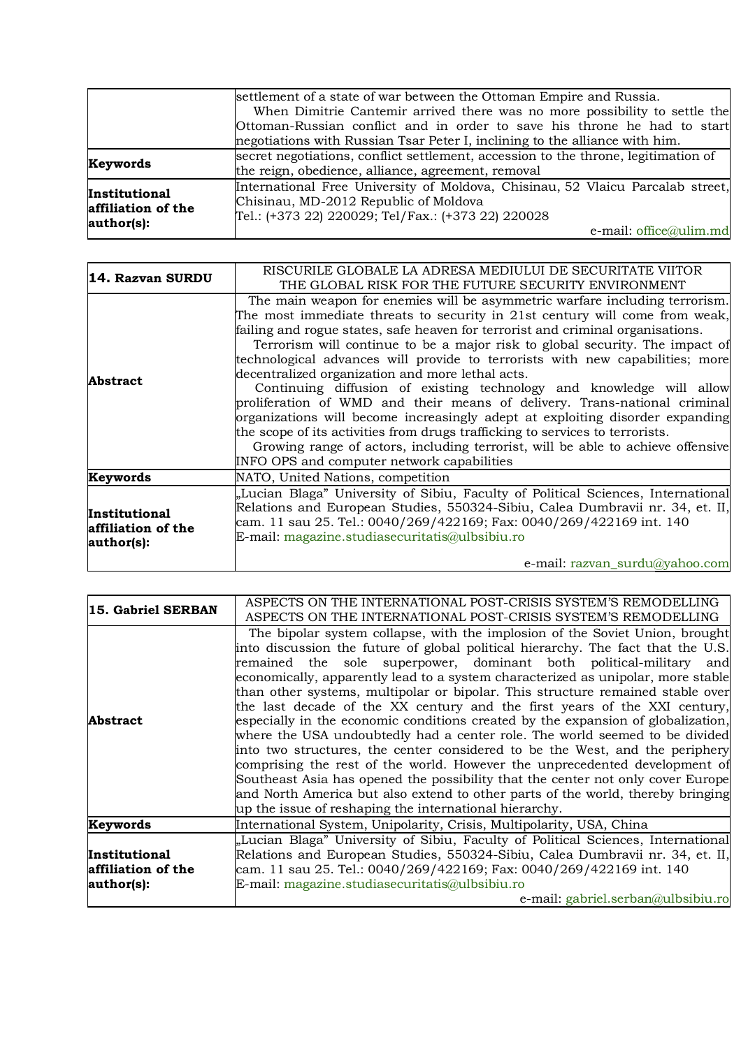| | |
|---|---|
| | settlement of a state of war between the Ottoman Empire and Russia.<br>When Dimitrie Cantemir arrived there was no more possibility to settle the Ottoman-Russian conflict and in order to save his throne he had to start negotiations with Russian Tsar Peter I, inclining to the alliance with him. |
| **Keywords** | secret negotiations, conflict settlement, accession to the throne, legitimation of the reign, obedience, alliance, agreement, removal |
| **Institutional affiliation of the author(s):** | International Free University of Moldova, Chisinau, 52 Vlaicu Parcalab street, Chisinau, MD-2012 Republic of Moldova<br>Tel.: (+373 22) 220029; Tel/Fax.: (+373 22) 220028<br>e-mail: office@ulim.md |

| **14. Razvan SURDU** | RISCURILE GLOBALE LA ADRESA MEDIULUI DE SECURITATE VIITOR<br>THE GLOBAL RISK FOR THE FUTURE SECURITY ENVIRONMENT |
|---|---|
| **Abstract** | The main weapon for enemies will be asymmetric warfare including terrorism. The most immediate threats to security in 21st century will come from weak, failing and rogue states, safe heaven for terrorist and criminal organisations.<br>Terrorism will continue to be a major risk to global security. The impact of technological advances will provide to terrorists with new capabilities; more decentralized organization and more lethal acts.<br>Continuing diffusion of existing technology and knowledge will allow proliferation of WMD and their means of delivery. Trans-national criminal organizations will become increasingly adept at exploiting disorder expanding the scope of its activities from drugs trafficking to services to terrorists.<br>Growing range of actors, including terrorist, will be able to achieve offensive INFO OPS and computer network capabilities |
| **Keywords** | NATO, United Nations, competition |
| **Institutional affiliation of the author(s):** | „Lucian Blaga" University of Sibiu, Faculty of Political Sciences, International Relations and European Studies, 550324-Sibiu, Calea Dumbravii nr. 34, et. II, cam. 11 sau 25. Tel.: 0040/269/422169; Fax: 0040/269/422169 int. 140<br>E-mail: magazine.studiasecuritatis@ulbsibiu.ro<br>e-mail: razvan_surdu@yahoo.com |

| **15. Gabriel SERBAN** | ASPECTS ON THE INTERNATIONAL POST-CRISIS SYSTEM'S REMODELLING<br>ASPECTS ON THE INTERNATIONAL POST-CRISIS SYSTEM'S REMODELLING |
|---|---|
| **Abstract** | The bipolar system collapse, with the implosion of the Soviet Union, brought into discussion the future of global political hierarchy. The fact that the U.S. remained the sole superpower, dominant both political-military and economically, apparently lead to a system characterized as unipolar, more stable than other systems, multipolar or bipolar. This structure remained stable over the last decade of the XX century and the first years of the XXI century, especially in the economic conditions created by the expansion of globalization, where the USA undoubtedly had a center role. The world seemed to be divided into two structures, the center considered to be the West, and the periphery comprising the rest of the world. However the unprecedented development of Southeast Asia has opened the possibility that the center not only cover Europe and North America but also extend to other parts of the world, thereby bringing up the issue of reshaping the international hierarchy. |
| **Keywords** | International System, Unipolarity, Crisis, Multipolarity, USA, China |
| **Institutional affiliation of the author(s):** | „Lucian Blaga" University of Sibiu, Faculty of Political Sciences, International Relations and European Studies, 550324-Sibiu, Calea Dumbravii nr. 34, et. II, cam. 11 sau 25. Tel.: 0040/269/422169; Fax: 0040/269/422169 int. 140<br>E-mail: magazine.studiasecuritatis@ulbsibiu.ro<br>e-mail: gabriel.serban@ulbsibiu.ro |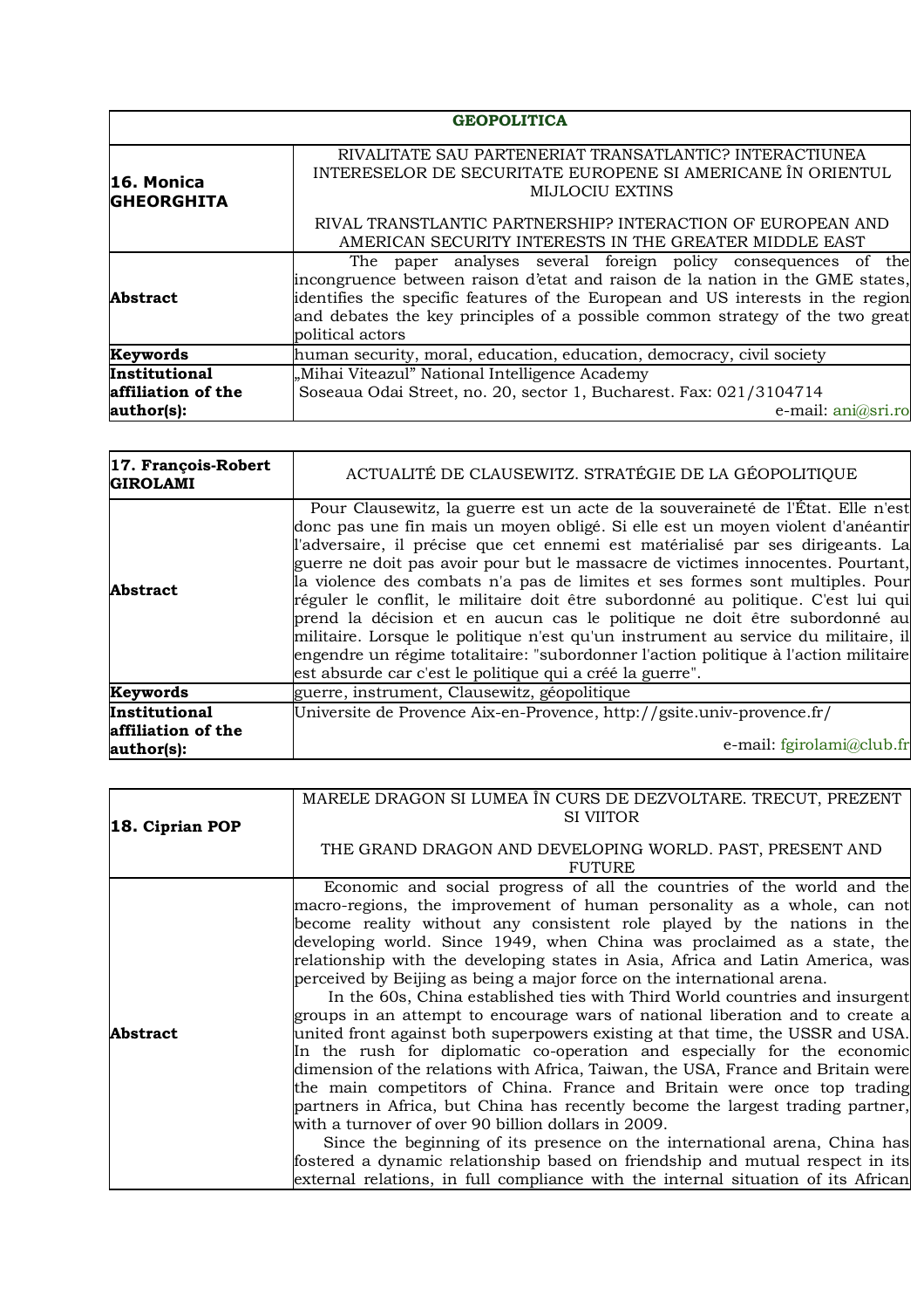| GEOPOLITICA | |
|---|---|
| **16. Monica GHEORGHITA** | RIVALITATE SAU PARTENERIAT TRANSATLANTIC? INTERACTIUNEA INTERESELOR DE SECURITATE EUROPENE SI AMERICANE ÎN ORIENTUL MIJLOCIU EXTINS<br><br>RIVAL TRANSTLANTIC PARTNERSHIP? INTERACTION OF EUROPEAN AND AMERICAN SECURITY INTERESTS IN THE GREATER MIDDLE EAST |
| **Abstract** | The paper analyses several foreign policy consequences of the incongruence between raison d'etat and raison de la nation in the GME states, identifies the specific features of the European and US interests in the region and debates the key principles of a possible common strategy of the two great political actors |
| **Keywords** | human security, moral, education, education, democracy, civil society |
| **Institutional affiliation of the author(s):** | „Mihai Viteazul" National Intelligence Academy<br>Soseaua Odai Street, no. 20, sector 1, Bucharest. Fax: 021/3104714<br>e-mail: ani@sri.ro |

| **17. François-Robert GIROLAMI** | ACTUALITÉ DE CLAUSEWITZ. STRATÉGIE DE LA GÉOPOLITIQUE |
|---|---|
| **Abstract** | Pour Clausewitz, la guerre est un acte de la souveraineté de l'État. Elle n'est donc pas une fin mais un moyen obligé. Si elle est un moyen violent d'anéantir l'adversaire, il précise que cet ennemi est matérialisé par ses dirigeants. La guerre ne doit pas avoir pour but le massacre de victimes innocentes. Pourtant, la violence des combats n'a pas de limites et ses formes sont multiples. Pour réguler le conflit, le militaire doit être subordonné au politique. C'est lui qui prend la décision et en aucun cas le politique ne doit être subordonné au militaire. Lorsque le politique n'est qu'un instrument au service du militaire, il engendre un régime totalitaire: "subordonner l'action politique à l'action militaire est absurde car c'est le politique qui a créé la guerre". |
| **Keywords** | guerre, instrument, Clausewitz, géopolitique |
| **Institutional affiliation of the author(s):** | Universite de Provence Aix-en-Provence, http://gsite.univ-provence.fr/<br>e-mail: fgirolami@club.fr |

| **18. Ciprian POP** | MARELE DRAGON SI LUMEA ÎN CURS DE DEZVOLTARE. TRECUT, PREZENT SI VIITOR<br><br>THE GRAND DRAGON AND DEVELOPING WORLD. PAST, PRESENT AND FUTURE |
|---|---|
| **Abstract** | Economic and social progress of all the countries of the world and the macro-regions, the improvement of human personality as a whole, can not become reality without any consistent role played by the nations in the developing world. Since 1949, when China was proclaimed as a state, the relationship with the developing states in Asia, Africa and Latin America, was perceived by Beijing as being a major force on the international arena.<br>In the 60s, China established ties with Third World countries and insurgent groups in an attempt to encourage wars of national liberation and to create a united front against both superpowers existing at that time, the USSR and USA. In the rush for diplomatic co-operation and especially for the economic dimension of the relations with Africa, Taiwan, the USA, France and Britain were the main competitors of China. France and Britain were once top trading partners in Africa, but China has recently become the largest trading partner, with a turnover of over 90 billion dollars in 2009.<br>Since the beginning of its presence on the international arena, China has fostered a dynamic relationship based on friendship and mutual respect in its external relations, in full compliance with the internal situation of its African |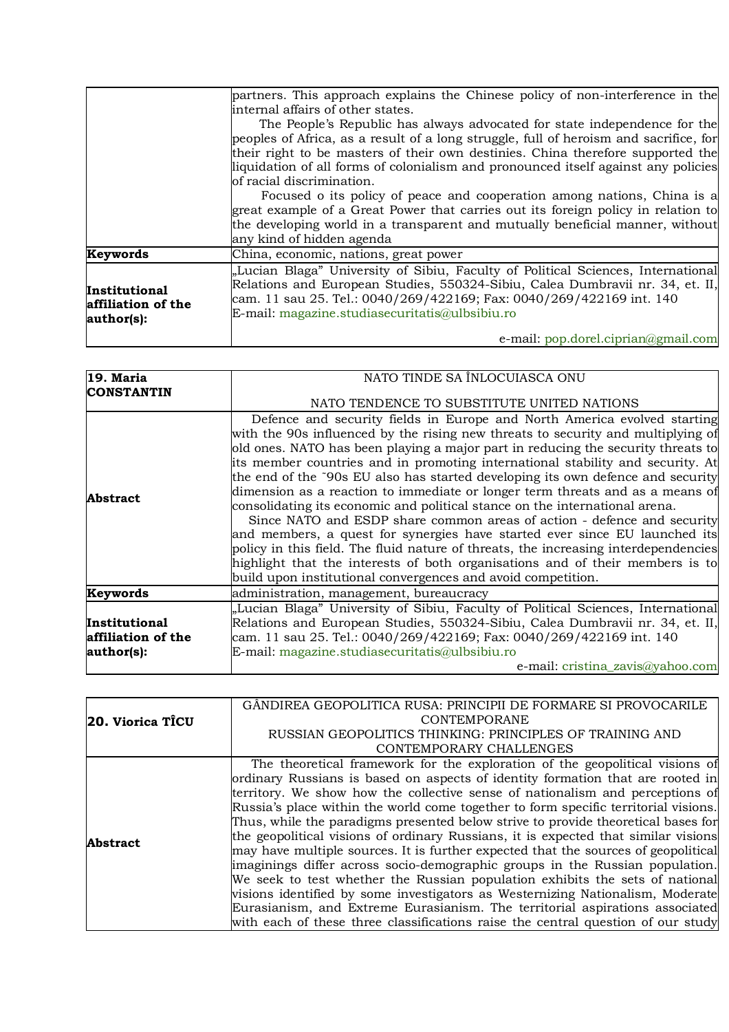| | |
|---|---|
| | partners. This approach explains the Chinese policy of non-interference in the internal affairs of other states.<br>The People's Republic has always advocated for state independence for the peoples of Africa, as a result of a long struggle, full of heroism and sacrifice, for their right to be masters of their own destinies. China therefore supported the liquidation of all forms of colonialism and pronounced itself against any policies of racial discrimination.<br>Focused o its policy of peace and cooperation among nations, China is a great example of a Great Power that carries out its foreign policy in relation to the developing world in a transparent and mutually beneficial manner, without any kind of hidden agenda |
| **Keywords** | China, economic, nations, great power |
| **Institutional affiliation of the author(s):** | „Lucian Blaga" University of Sibiu, Faculty of Political Sciences, International Relations and European Studies, 550324-Sibiu, Calea Dumbravii nr. 34, et. II, cam. 11 sau 25. Tel.: 0040/269/422169; Fax: 0040/269/422169 int. 140<br>E-mail: magazine.studiasecuritatis@ulbsibiu.ro<br>e-mail: pop.dorel.ciprian@gmail.com |

| | |
|---|---|
| **19. Maria CONSTANTIN** | NATO TINDE SA ÎNLOCUIASCA ONU<br>NATO TENDENCE TO SUBSTITUTE UNITED NATIONS |
| **Abstract** | Defence and security fields in Europe and North America evolved starting with the 90s influenced by the rising new threats to security and multiplying of old ones. NATO has been playing a major part in reducing the security threats to its member countries and in promoting international stability and security. At the end of the ˜90s EU also has started developing its own defence and security dimension as a reaction to immediate or longer term threats and as a means of consolidating its economic and political stance on the international arena.<br>Since NATO and ESDP share common areas of action - defence and security and members, a quest for synergies have started ever since EU launched its policy in this field. The fluid nature of threats, the increasing interdependencies highlight that the interests of both organisations and of their members is to build upon institutional convergences and avoid competition. |
| **Keywords** | administration, management, bureaucracy |
| **Institutional affiliation of the author(s):** | „Lucian Blaga" University of Sibiu, Faculty of Political Sciences, International Relations and European Studies, 550324-Sibiu, Calea Dumbravii nr. 34, et. II, cam. 11 sau 25. Tel.: 0040/269/422169; Fax: 0040/269/422169 int. 140<br>E-mail: magazine.studiasecuritatis@ulbsibiu.ro<br>e-mail: cristina_zavis@yahoo.com |

| | |
|---|---|
| **20. Viorica TÎCU** | GÂNDIREA GEOPOLITICA RUSA: PRINCIPII DE FORMARE SI PROVOCARILE CONTEMPORANE<br>RUSSIAN GEOPOLITICS THINKING: PRINCIPLES OF TRAINING AND CONTEMPORARY CHALLENGES |
| **Abstract** | The theoretical framework for the exploration of the geopolitical visions of ordinary Russians is based on aspects of identity formation that are rooted in territory. We show how the collective sense of nationalism and perceptions of Russia's place within the world come together to form specific territorial visions. Thus, while the paradigms presented below strive to provide theoretical bases for the geopolitical visions of ordinary Russians, it is expected that similar visions may have multiple sources. It is further expected that the sources of geopolitical imaginings differ across socio-demographic groups in the Russian population. We seek to test whether the Russian population exhibits the sets of national visions identified by some investigators as Westernizing Nationalism, Moderate Eurasianism, and Extreme Eurasianism. The territorial aspirations associated with each of these three classifications raise the central question of our study |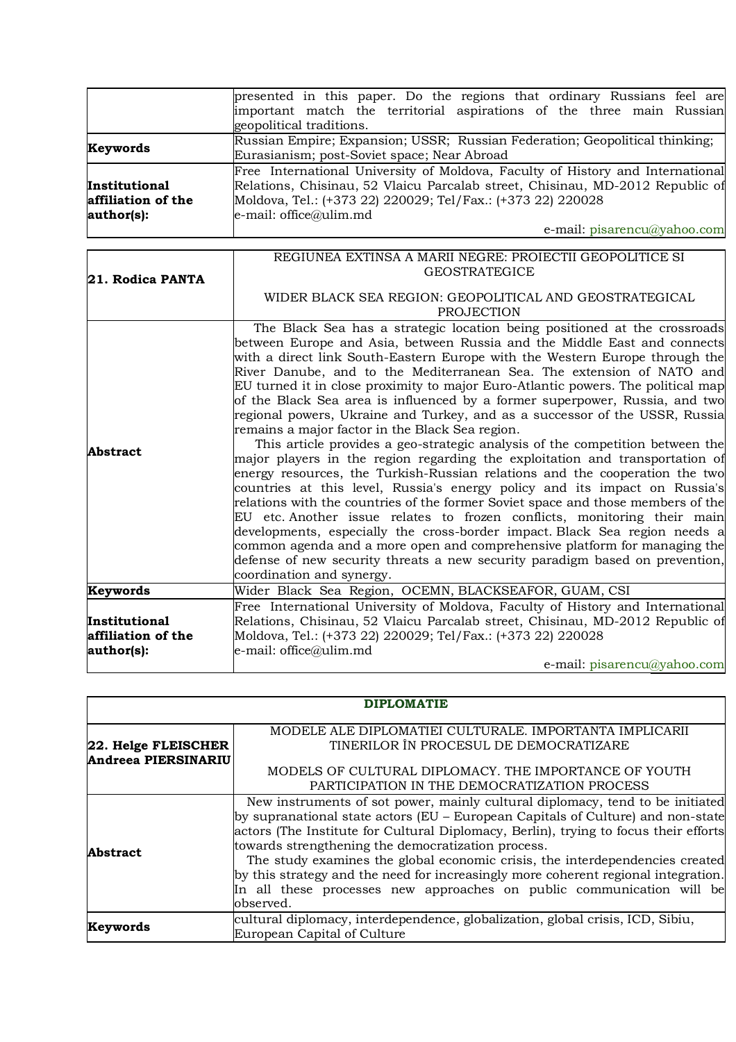| | |
|---|---|
| | presented in this paper. Do the regions that ordinary Russians feel are important match the territorial aspirations of the three main Russian geopolitical traditions. |
| **Keywords** | Russian Empire; Expansion; USSR; Russian Federation; Geopolitical thinking; Eurasianism; post-Soviet space; Near Abroad |
| **Institutional affiliation of the author(s):** | Free International University of Moldova, Faculty of History and International Relations, Chisinau, 52 Vlaicu Parcalab street, Chisinau, MD-2012 Republic of Moldova, Tel.: (+373 22) 220029; Tel/Fax.: (+373 22) 220028<br>e-mail: office@ulim.md<br>e-mail: pisarencu@yahoo.com |

| | |
|---|---|
| **21. Rodica PANTA** | REGIUNEA EXTINSA A MARII NEGRE: PROIECTII GEOPOLITICE SI GEOSTRATEGICE<br><br>WIDER BLACK SEA REGION: GEOPOLITICAL AND GEOSTRATEGICAL PROJECTION |
| **Abstract** | The Black Sea has a strategic location being positioned at the crossroads between Europe and Asia, between Russia and the Middle East and connects with a direct link South-Eastern Europe with the Western Europe through the River Danube, and to the Mediterranean Sea. The extension of NATO and EU turned it in close proximity to major Euro-Atlantic powers. The political map of the Black Sea area is influenced by a former superpower, Russia, and two regional powers, Ukraine and Turkey, and as a successor of the USSR, Russia remains a major factor in the Black Sea region.<br>This article provides a geo-strategic analysis of the competition between the major players in the region regarding the exploitation and transportation of energy resources, the Turkish-Russian relations and the cooperation the two countries at this level, Russia's energy policy and its impact on Russia's relations with the countries of the former Soviet space and those members of the EU etc. Another issue relates to frozen conflicts, monitoring their main developments, especially the cross-border impact. Black Sea region needs a common agenda and a more open and comprehensive platform for managing the defense of new security threats a new security paradigm based on prevention, coordination and synergy. |
| **Keywords** | Wider Black Sea Region, OCEMN, BLACKSEAFOR, GUAM, CSI |
| **Institutional affiliation of the author(s):** | Free International University of Moldova, Faculty of History and International Relations, Chisinau, 52 Vlaicu Parcalab street, Chisinau, MD-2012 Republic of Moldova, Tel.: (+373 22) 220029; Tel/Fax.: (+373 22) 220028<br>e-mail: office@ulim.md<br>e-mail: pisarencu@yahoo.com |

| **DIPLOMATIE** | |
|---|---|
| **22. Helge FLEISCHER**<br>**Andreea PIERSINARIU** | MODELE ALE DIPLOMATIEI CULTURALE. IMPORTANTA IMPLICARII TINERILOR ÎN PROCESUL DE DEMOCRATIZARE<br><br>MODELS OF CULTURAL DIPLOMACY. THE IMPORTANCE OF YOUTH PARTICIPATION IN THE DEMOCRATIZATION PROCESS |
| **Abstract** | New instruments of sot power, mainly cultural diplomacy, tend to be initiated by supranational state actors (EU – European Capitals of Culture) and non-state actors (The Institute for Cultural Diplomacy, Berlin), trying to focus their efforts towards strengthening the democratization process.<br>The study examines the global economic crisis, the interdependencies created by this strategy and the need for increasingly more coherent regional integration. In all these processes new approaches on public communication will be observed. |
| **Keywords** | cultural diplomacy, interdependence, globalization, global crisis, ICD, Sibiu, European Capital of Culture |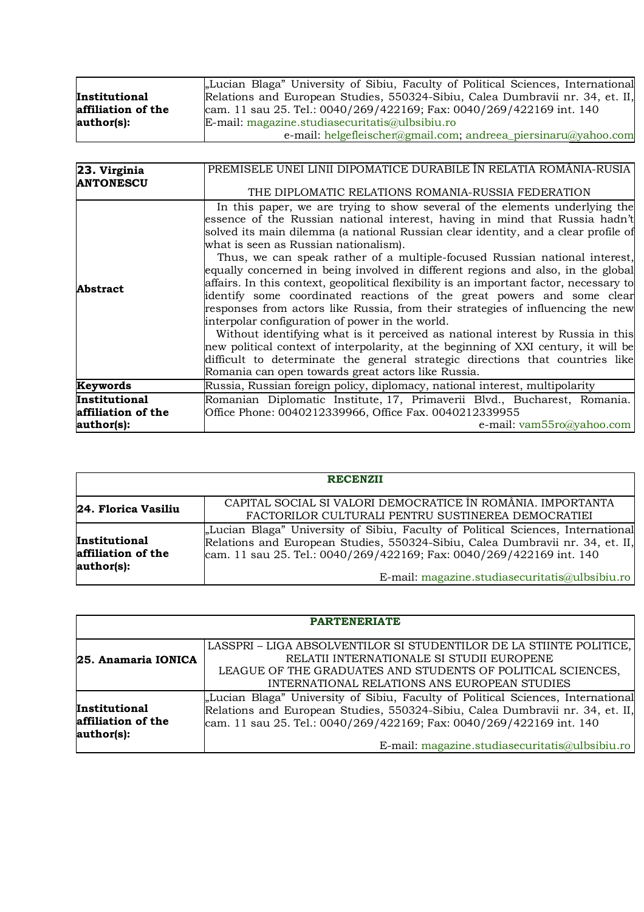| | |
|---|---|
| **Institutional affiliation of the author(s):** | „Lucian Blaga" University of Sibiu, Faculty of Political Sciences, International Relations and European Studies, 550324-Sibiu, Calea Dumbravii nr. 34, et. II, cam. 11 sau 25. Tel.: 0040/269/422169; Fax: 0040/269/422169 int. 140 E-mail: magazine.studiasecuritatis@ulbsibiu.ro e-mail: helgefleischer@gmail.com; andreea_piersinaru@yahoo.com |

| | |
|---|---|
| **23. Virginia ANTONESCU** | PREMISELE UNEI LINII DIPOMATICE DURABILE ÎN RELATIA ROMÂNIA-RUSIA<br><br>THE DIPLOMATIC RELATIONS ROMANIA-RUSSIA FEDERATION |
| **Abstract** | In this paper, we are trying to show several of the elements underlying the essence of the Russian national interest, having in mind that Russia hadn't solved its main dilemma (a national Russian clear identity, and a clear profile of what is seen as Russian nationalism).<br>Thus, we can speak rather of a multiple-focused Russian national interest, equally concerned in being involved in different regions and also, in the global affairs. In this context, geopolitical flexibility is an important factor, necessary to identify some coordinated reactions of the great powers and some clear responses from actors like Russia, from their strategies of influencing the new interpolar configuration of power in the world.<br>Without identifying what is it perceived as national interest by Russia in this new political context of interpolarity, at the beginning of XXI century, it will be difficult to determinate the general strategic directions that countries like Romania can open towards great actors like Russia. |
| **Keywords** | Russia, Russian foreign policy, diplomacy, national interest, multipolarity |
| **Institutional affiliation of the author(s):** | Romanian Diplomatic Institute, 17, Primaverii Blvd., Bucharest, Romania. Office Phone: 0040212339966, Office Fax. 0040212339955 e-mail: vam55ro@yahoo.com |

| **RECENZII** | |
|---|---|
| **24. Florica Vasiliu** | CAPITAL SOCIAL SI VALORI DEMOCRATICE ÎN ROMÂNIA. IMPORTANTA FACTORILOR CULTURALI PENTRU SUSTINEREA DEMOCRATIEI |
| **Institutional affiliation of the author(s):** | „Lucian Blaga" University of Sibiu, Faculty of Political Sciences, International Relations and European Studies, 550324-Sibiu, Calea Dumbravii nr. 34, et. II, cam. 11 sau 25. Tel.: 0040/269/422169; Fax: 0040/269/422169 int. 140<br><br>E-mail: magazine.studiasecuritatis@ulbsibiu.ro |

| **PARTENERIATE** | |
|---|---|
| **25. Anamaria IONICA** | LASSPRI – LIGA ABSOLVENTILOR SI STUDENTILOR DE LA STIINTE POLITICE, RELATII INTERNATIONALE SI STUDII EUROPENE<br>LEAGUE OF THE GRADUATES AND STUDENTS OF POLITICAL SCIENCES, INTERNATIONAL RELATIONS ANS EUROPEAN STUDIES |
| **Institutional affiliation of the author(s):** | „Lucian Blaga" University of Sibiu, Faculty of Political Sciences, International Relations and European Studies, 550324-Sibiu, Calea Dumbravii nr. 34, et. II, cam. 11 sau 25. Tel.: 0040/269/422169; Fax: 0040/269/422169 int. 140<br><br>E-mail: magazine.studiasecuritatis@ulbsibiu.ro |